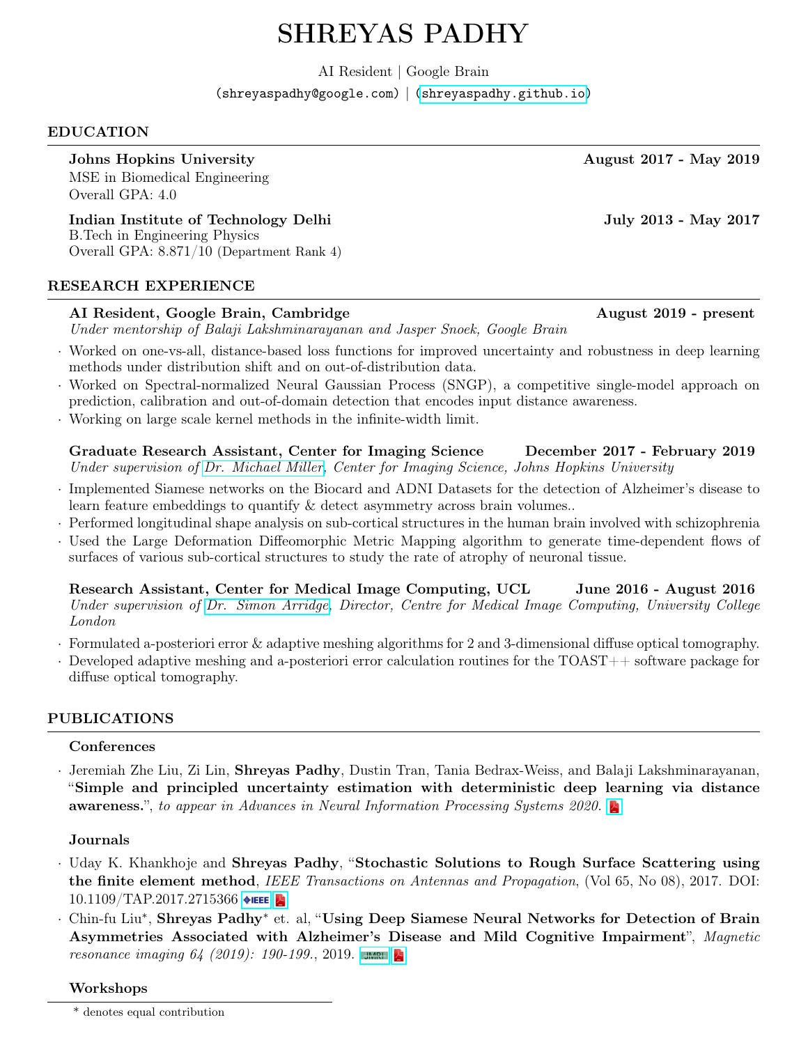# SHREYAS PADHY

AI Resident | Google Brain

(shreyaspadhy@google.com) | (shreyaspadhy.github.io)

## EDUCATION

**Johns Hopkins University** **August 2017 - May 2019**
MSE in Biomedical Engineering
Overall GPA: 4.0

**Indian Institute of Technology Delhi** **July 2013 - May 2017**
B.Tech in Engineering Physics
Overall GPA: 8.871/10 (Department Rank 4)

## RESEARCH EXPERIENCE

**AI Resident, Google Brain, Cambridge** **August 2019 - present**
*Under mentorship of Balaji Lakshminarayanan and Jasper Snoek, Google Brain*

- Worked on one-vs-all, distance-based loss functions for improved uncertainty and robustness in deep learning methods under distribution shift and on out-of-distribution data.
- Worked on Spectral-normalized Neural Gaussian Process (SNGP), a competitive single-model approach on prediction, calibration and out-of-domain detection that encodes input distance awareness.
- Working on large scale kernel methods in the infinite-width limit.

**Graduate Research Assistant, Center for Imaging Science** **December 2017 - February 2019**
*Under supervision of Dr. Michael Miller, Center for Imaging Science, Johns Hopkins University*

- Implemented Siamese networks on the Biocard and ADNI Datasets for the detection of Alzheimer's disease to learn feature embeddings to quantify & detect asymmetry across brain volumes..
- Performed longitudinal shape analysis on sub-cortical structures in the human brain involved with schizophrenia
- Used the Large Deformation Diffeomorphic Metric Mapping algorithm to generate time-dependent flows of surfaces of various sub-cortical structures to study the rate of atrophy of neuronal tissue.

**Research Assistant, Center for Medical Image Computing, UCL** **June 2016 - August 2016**
*Under supervision of Dr. Simon Arridge, Director, Centre for Medical Image Computing, University College London*

- Formulated a-posteriori error & adaptive meshing algorithms for 2 and 3-dimensional diffuse optical tomography.
- Developed adaptive meshing and a-posteriori error calculation routines for the TOAST++ software package for diffuse optical tomography.

## PUBLICATIONS

### Conferences

- Jeremiah Zhe Liu, Zi Lin, **Shreyas Padhy**, Dustin Tran, Tania Bedrax-Weiss, and Balaji Lakshminarayanan, "**Simple and principled uncertainty estimation with deterministic deep learning via distance awareness.**", *to appear in Advances in Neural Information Processing Systems 2020.*

### Journals

- Uday K. Khankhoje and **Shreyas Padhy**, "**Stochastic Solutions to Rough Surface Scattering using the finite element method**, *IEEE Transactions on Antennas and Propagation*, (Vol 65, No 08), 2017. DOI: 10.1109/TAP.2017.2715366
- Chin-fu Liu*, **Shreyas Padhy*** et. al, "**Using Deep Siamese Neural Networks for Detection of Brain Asymmetries Associated with Alzheimer's Disease and Mild Cognitive Impairment**", *Magnetic resonance imaging 64 (2019): 190-199.*, 2019.

### Workshops

* denotes equal contribution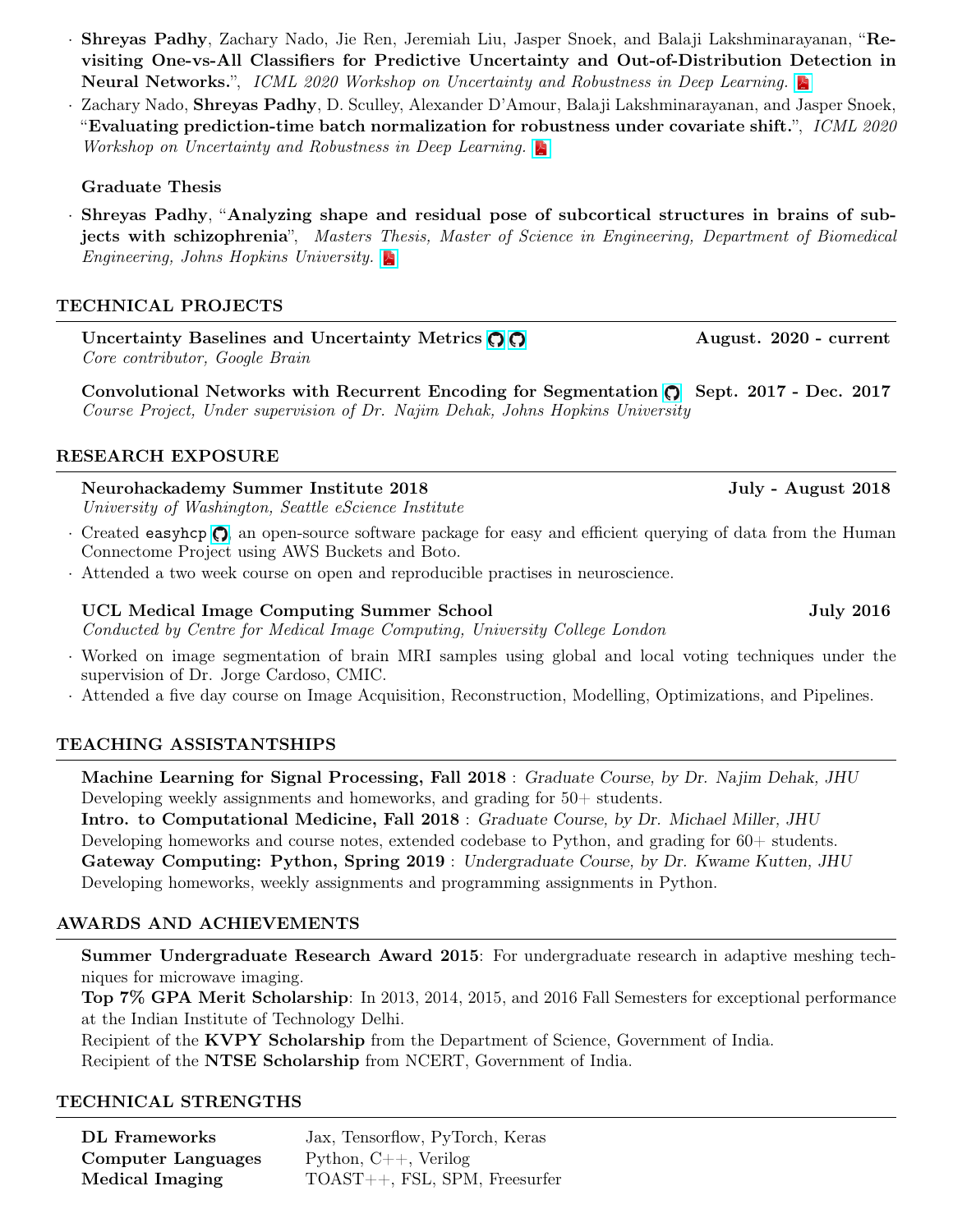- **Shreyas Padhy**, Zachary Nado, Jie Ren, Jeremiah Liu, Jasper Snoek, and Balaji Lakshminarayanan, "**Revisiting One-vs-All Classifiers for Predictive Uncertainty and Out-of-Distribution Detection in Neural Networks.**", *ICML 2020 Workshop on Uncertainty and Robustness in Deep Learning.*
- Zachary Nado, **Shreyas Padhy**, D. Sculley, Alexander D'Amour, Balaji Lakshminarayanan, and Jasper Snoek, "**Evaluating prediction-time batch normalization for robustness under covariate shift.**", *ICML 2020 Workshop on Uncertainty and Robustness in Deep Learning.*

**Graduate Thesis**

- **Shreyas Padhy**, "**Analyzing shape and residual pose of subcortical structures in brains of subjects with schizophrenia**", *Masters Thesis, Master of Science in Engineering, Department of Biomedical Engineering, Johns Hopkins University.*

## TECHNICAL PROJECTS

**Uncertainty Baselines and Uncertainty Metrics** — **August. 2020 - current**
*Core contributor, Google Brain*

**Convolutional Networks with Recurrent Encoding for Segmentation** — **Sept. 2017 - Dec. 2017**
*Course Project, Under supervision of Dr. Najim Dehak, Johns Hopkins University*

## RESEARCH EXPOSURE

**Neurohackademy Summer Institute 2018** — **July - August 2018**
*University of Washington, Seattle eScience Institute*

- Created `easyhcp`, an open-source software package for easy and efficient querying of data from the Human Connectome Project using AWS Buckets and Boto.
- Attended a two week course on open and reproducible practises in neuroscience.

**UCL Medical Image Computing Summer School** — **July 2016**
*Conducted by Centre for Medical Image Computing, University College London*

- Worked on image segmentation of brain MRI samples using global and local voting techniques under the supervision of Dr. Jorge Cardoso, CMIC.
- Attended a five day course on Image Acquisition, Reconstruction, Modelling, Optimizations, and Pipelines.

## TEACHING ASSISTANTSHIPS

**Machine Learning for Signal Processing, Fall 2018** : *Graduate Course, by Dr. Najim Dehak, JHU*
Developing weekly assignments and homeworks, and grading for 50+ students.

**Intro. to Computational Medicine, Fall 2018** : *Graduate Course, by Dr. Michael Miller, JHU*
Developing homeworks and course notes, extended codebase to Python, and grading for 60+ students.

**Gateway Computing: Python, Spring 2019** : *Undergraduate Course, by Dr. Kwame Kutten, JHU*
Developing homeworks, weekly assignments and programming assignments in Python.

## AWARDS AND ACHIEVEMENTS

**Summer Undergraduate Research Award 2015**: For undergraduate research in adaptive meshing techniques for microwave imaging.

**Top 7% GPA Merit Scholarship**: In 2013, 2014, 2015, and 2016 Fall Semesters for exceptional performance at the Indian Institute of Technology Delhi.

Recipient of the **KVPY Scholarship** from the Department of Science, Government of India.

Recipient of the **NTSE Scholarship** from NCERT, Government of India.

## TECHNICAL STRENGTHS

| | |
|---|---|
| **DL Frameworks** | Jax, Tensorflow, PyTorch, Keras |
| **Computer Languages** | Python, C++, Verilog |
| **Medical Imaging** | TOAST++, FSL, SPM, Freesurfer |